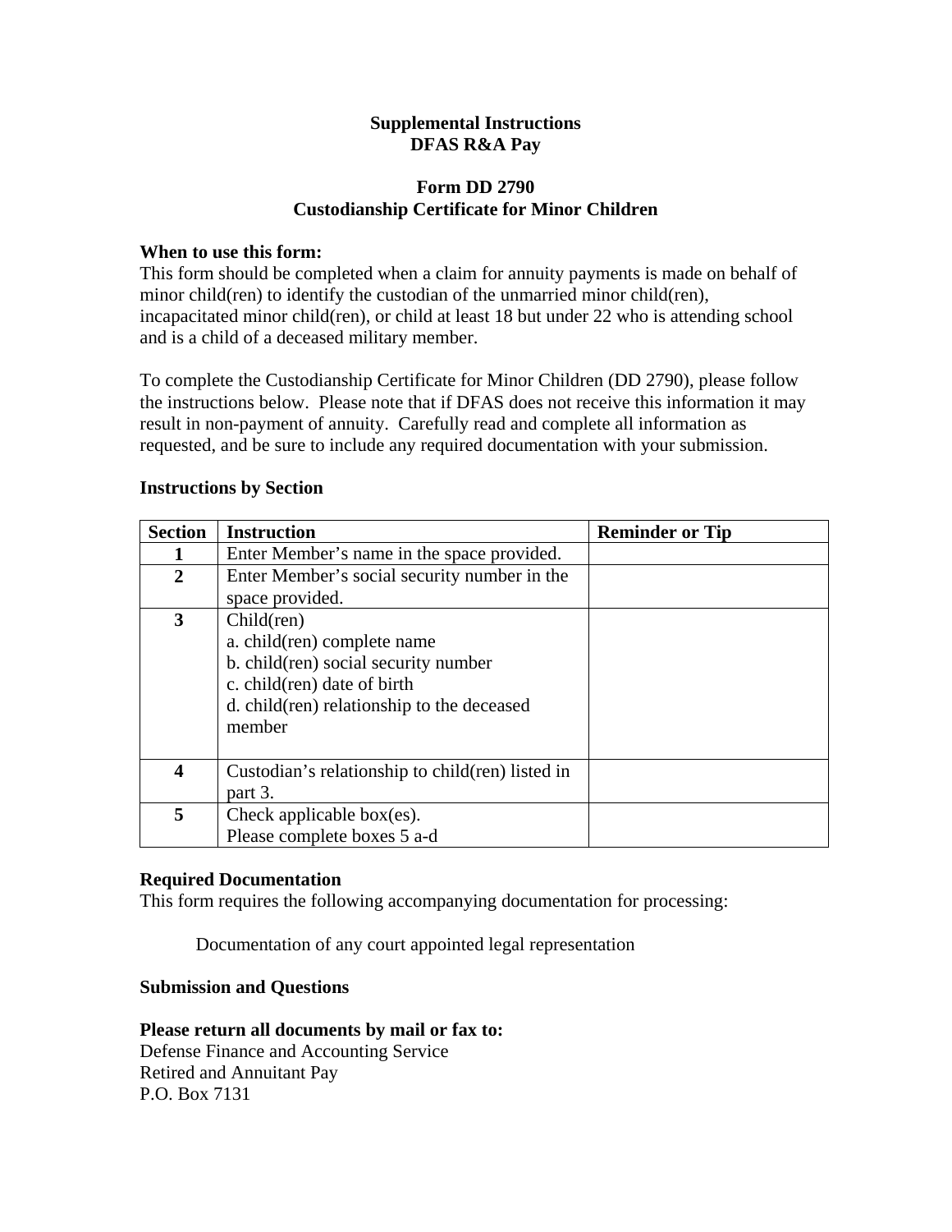**Supplemental Instructions**
**DFAS R&A Pay**

**Form DD 2790**
**Custodianship Certificate for Minor Children**

**When to use this form:**
This form should be completed when a claim for annuity payments is made on behalf of minor child(ren) to identify the custodian of the unmarried minor child(ren), incapacitated minor child(ren), or child at least 18 but under 22 who is attending school and is a child of a deceased military member.

To complete the Custodianship Certificate for Minor Children (DD 2790), please follow the instructions below. Please note that if DFAS does not receive this information it may result in non-payment of annuity. Carefully read and complete all information as requested, and be sure to include any required documentation with your submission.

**Instructions by Section**

| Section | Instruction | Reminder or Tip |
|---|---|---|
| 1 | Enter Member's name in the space provided. | |
| 2 | Enter Member's social security number in the space provided. | |
| 3 | Child(ren)<br>a. child(ren) complete name<br>b. child(ren) social security number<br>c. child(ren) date of birth<br>d. child(ren) relationship to the deceased member | |
| 4 | Custodian's relationship to child(ren) listed in part 3. | |
| 5 | Check applicable box(es).<br>Please complete boxes 5 a-d | |

**Required Documentation**
This form requires the following accompanying documentation for processing:

Documentation of any court appointed legal representation

**Submission and Questions**

**Please return all documents by mail or fax to:**
Defense Finance and Accounting Service
Retired and Annuitant Pay
P.O. Box 7131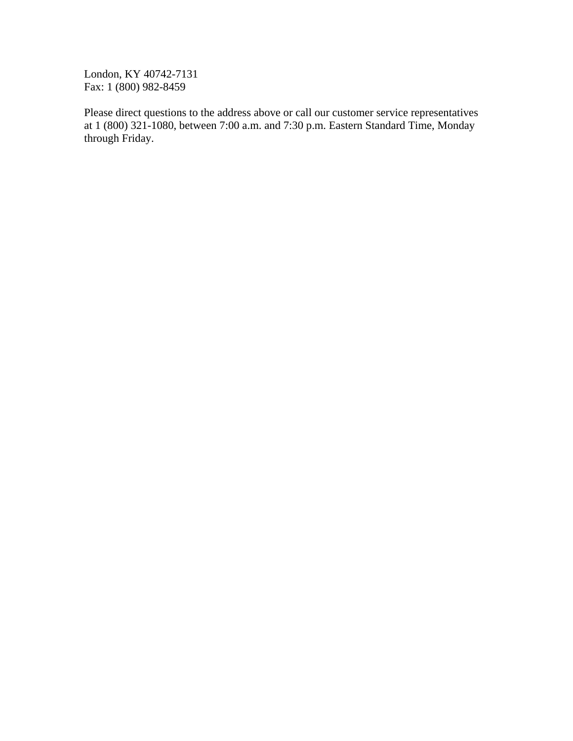London, KY 40742-7131
Fax: 1 (800) 982-8459

Please direct questions to the address above or call our customer service representatives at 1 (800) 321-1080, between 7:00 a.m. and 7:30 p.m. Eastern Standard Time, Monday through Friday.